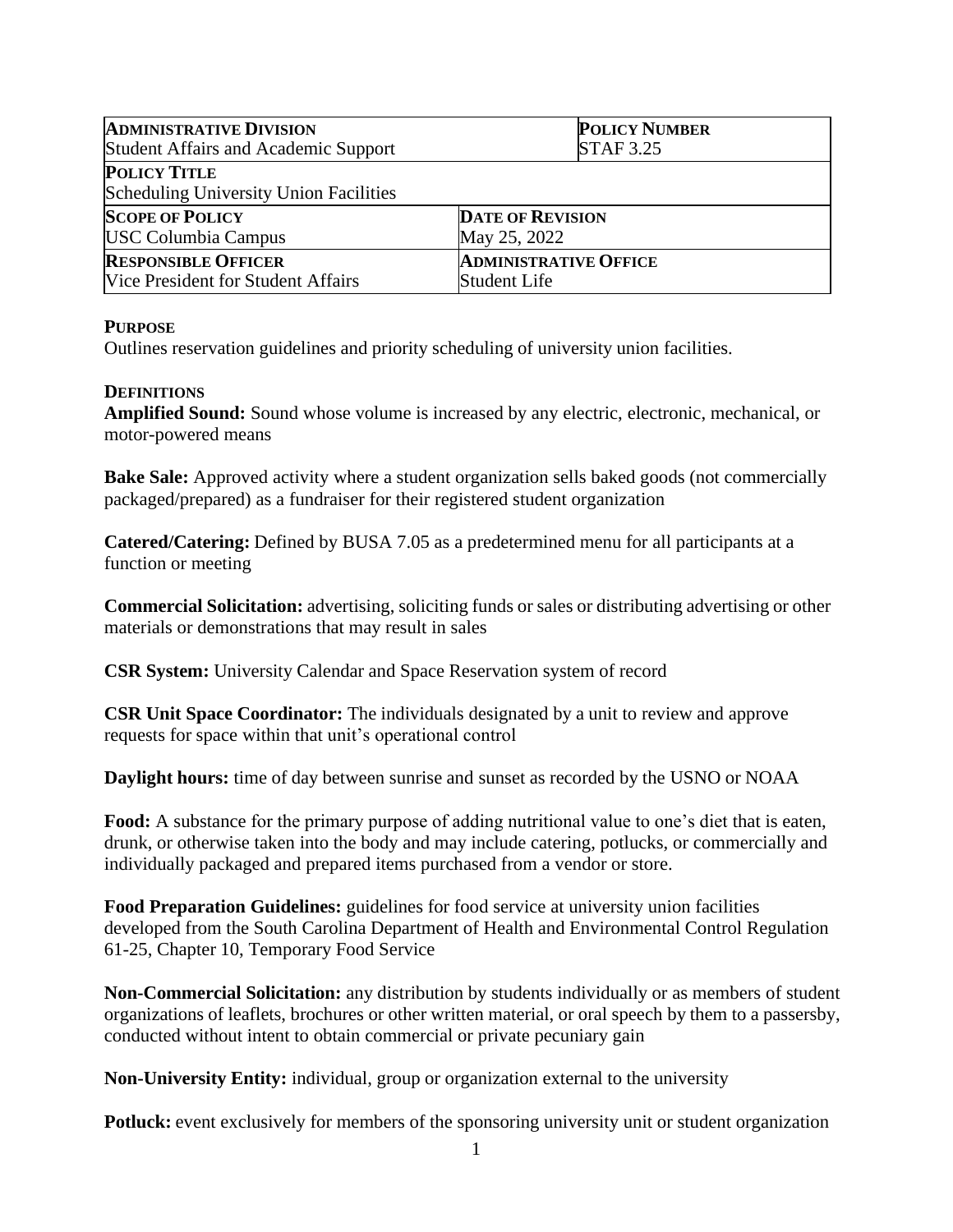| **ADMINISTRATIVE DIVISION**<br>Student Affairs and Academic Support | | **POLICY NUMBER**<br>STAF 3.25 |
|---|---|---|
| **POLICY TITLE**<br>Scheduling University Union Facilities | | |
| **SCOPE OF POLICY**<br>USC Columbia Campus | **DATE OF REVISION**<br>May 25, 2022 | |
| **RESPONSIBLE OFFICER**<br>Vice President for Student Affairs | **ADMINISTRATIVE OFFICE**<br>Student Life | |

**PURPOSE**

Outlines reservation guidelines and priority scheduling of university union facilities.

**DEFINITIONS**

**Amplified Sound:** Sound whose volume is increased by any electric, electronic, mechanical, or motor-powered means

**Bake Sale:** Approved activity where a student organization sells baked goods (not commercially packaged/prepared) as a fundraiser for their registered student organization

**Catered/Catering:** Defined by BUSA 7.05 as a predetermined menu for all participants at a function or meeting

**Commercial Solicitation:** advertising, soliciting funds or sales or distributing advertising or other materials or demonstrations that may result in sales

**CSR System:** University Calendar and Space Reservation system of record

**CSR Unit Space Coordinator:** The individuals designated by a unit to review and approve requests for space within that unit's operational control

**Daylight hours:** time of day between sunrise and sunset as recorded by the USNO or NOAA

**Food:** A substance for the primary purpose of adding nutritional value to one's diet that is eaten, drunk, or otherwise taken into the body and may include catering, potlucks, or commercially and individually packaged and prepared items purchased from a vendor or store.

**Food Preparation Guidelines:** guidelines for food service at university union facilities developed from the South Carolina Department of Health and Environmental Control Regulation 61-25, Chapter 10, Temporary Food Service

**Non-Commercial Solicitation:** any distribution by students individually or as members of student organizations of leaflets, brochures or other written material, or oral speech by them to a passersby, conducted without intent to obtain commercial or private pecuniary gain

**Non-University Entity:** individual, group or organization external to the university

**Potluck:** event exclusively for members of the sponsoring university unit or student organization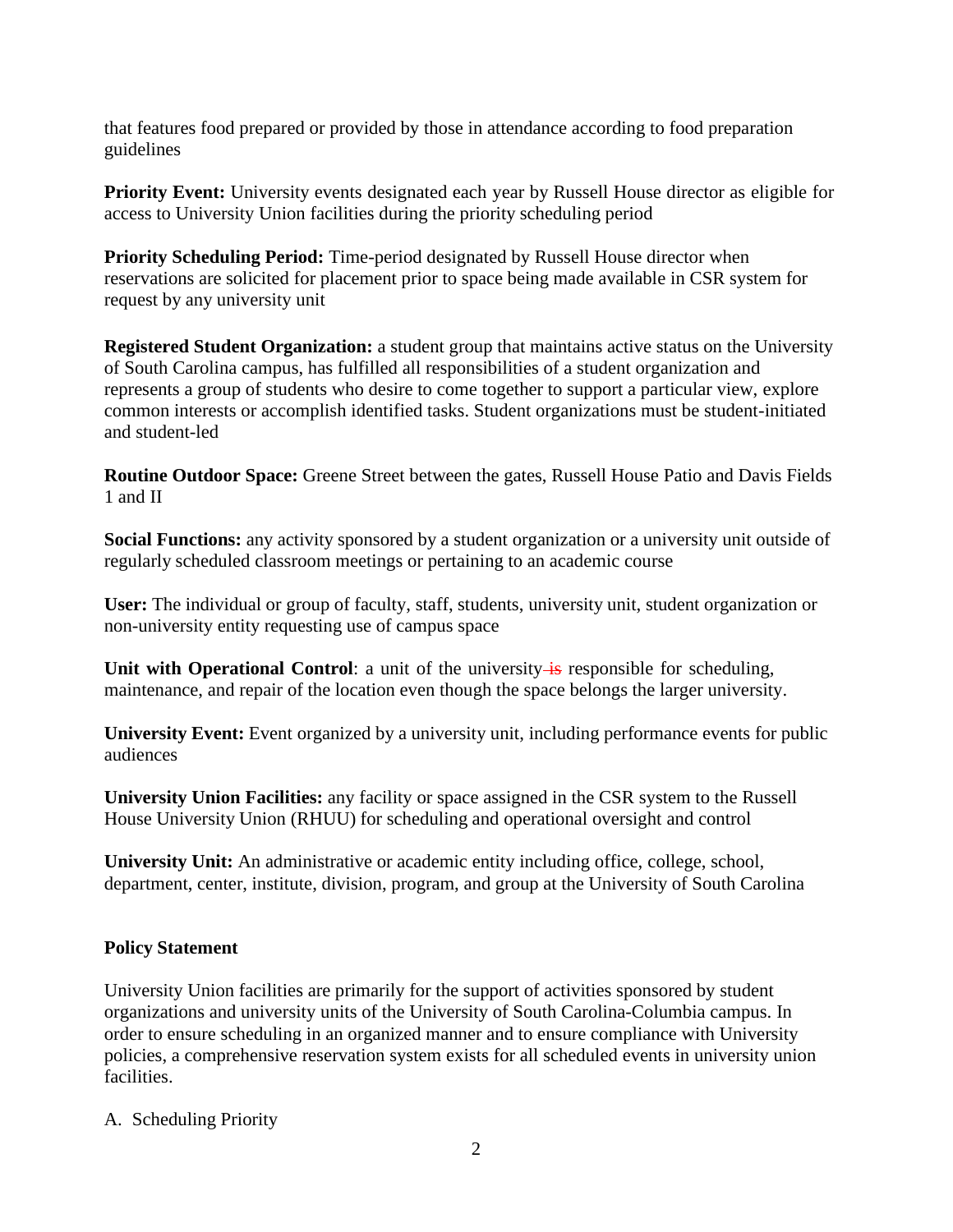that features food prepared or provided by those in attendance according to food preparation guidelines

**Priority Event:** University events designated each year by Russell House director as eligible for access to University Union facilities during the priority scheduling period

**Priority Scheduling Period:** Time-period designated by Russell House director when reservations are solicited for placement prior to space being made available in CSR system for request by any university unit

**Registered Student Organization:** a student group that maintains active status on the University of South Carolina campus, has fulfilled all responsibilities of a student organization and represents a group of students who desire to come together to support a particular view, explore common interests or accomplish identified tasks. Student organizations must be student-initiated and student-led

**Routine Outdoor Space:** Greene Street between the gates, Russell House Patio and Davis Fields 1 and II

**Social Functions:** any activity sponsored by a student organization or a university unit outside of regularly scheduled classroom meetings or pertaining to an academic course

**User:** The individual or group of faculty, staff, students, university unit, student organization or non-university entity requesting use of campus space

**Unit with Operational Control**: a unit of the university ~~is~~ responsible for scheduling, maintenance, and repair of the location even though the space belongs the larger university.

**University Event:** Event organized by a university unit, including performance events for public audiences

**University Union Facilities:** any facility or space assigned in the CSR system to the Russell House University Union (RHUU) for scheduling and operational oversight and control

**University Unit:** An administrative or academic entity including office, college, school, department, center, institute, division, program, and group at the University of South Carolina

**Policy Statement**

University Union facilities are primarily for the support of activities sponsored by student organizations and university units of the University of South Carolina-Columbia campus. In order to ensure scheduling in an organized manner and to ensure compliance with University policies, a comprehensive reservation system exists for all scheduled events in university union facilities.

A. Scheduling Priority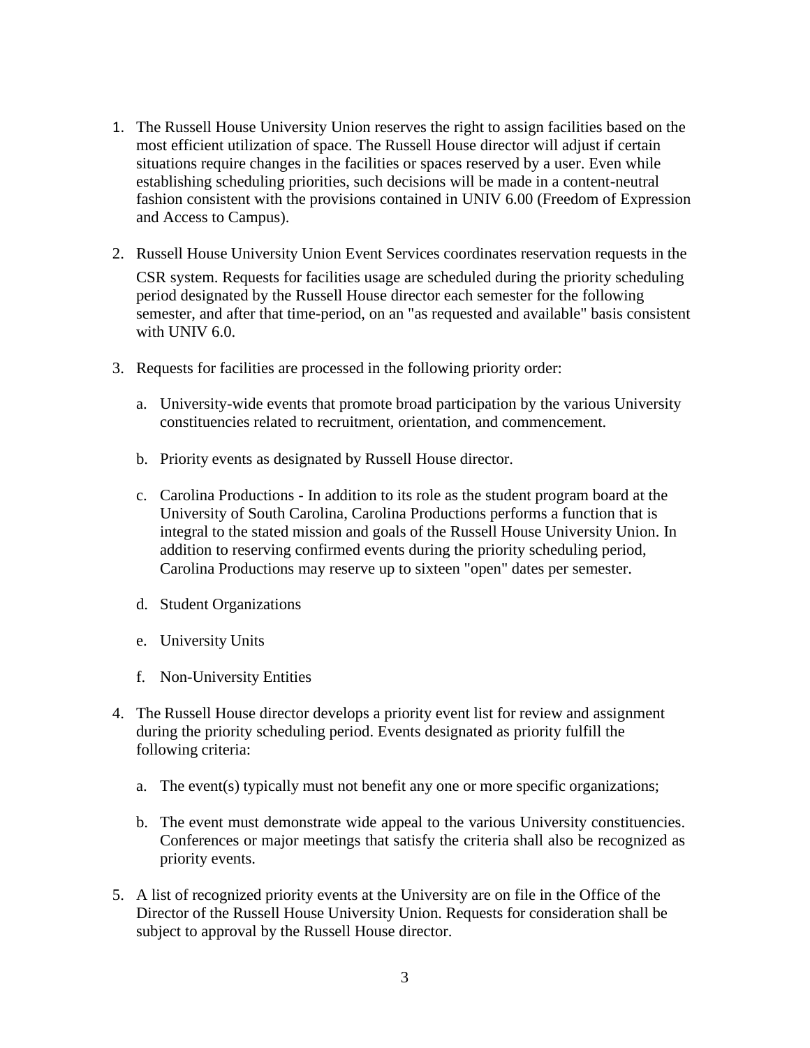1. The Russell House University Union reserves the right to assign facilities based on the most efficient utilization of space. The Russell House director will adjust if certain situations require changes in the facilities or spaces reserved by a user. Even while establishing scheduling priorities, such decisions will be made in a content-neutral fashion consistent with the provisions contained in UNIV 6.00 (Freedom of Expression and Access to Campus).

2. Russell House University Union Event Services coordinates reservation requests in the CSR system. Requests for facilities usage are scheduled during the priority scheduling period designated by the Russell House director each semester for the following semester, and after that time-period, on an "as requested and available" basis consistent with UNIV 6.0.

3. Requests for facilities are processed in the following priority order:

   a. University-wide events that promote broad participation by the various University constituencies related to recruitment, orientation, and commencement.

   b. Priority events as designated by Russell House director.

   c. Carolina Productions - In addition to its role as the student program board at the University of South Carolina, Carolina Productions performs a function that is integral to the stated mission and goals of the Russell House University Union. In addition to reserving confirmed events during the priority scheduling period, Carolina Productions may reserve up to sixteen "open" dates per semester.

   d. Student Organizations

   e. University Units

   f. Non-University Entities

4. The Russell House director develops a priority event list for review and assignment during the priority scheduling period. Events designated as priority fulfill the following criteria:

   a. The event(s) typically must not benefit any one or more specific organizations;

   b. The event must demonstrate wide appeal to the various University constituencies. Conferences or major meetings that satisfy the criteria shall also be recognized as priority events.

5. A list of recognized priority events at the University are on file in the Office of the Director of the Russell House University Union. Requests for consideration shall be subject to approval by the Russell House director.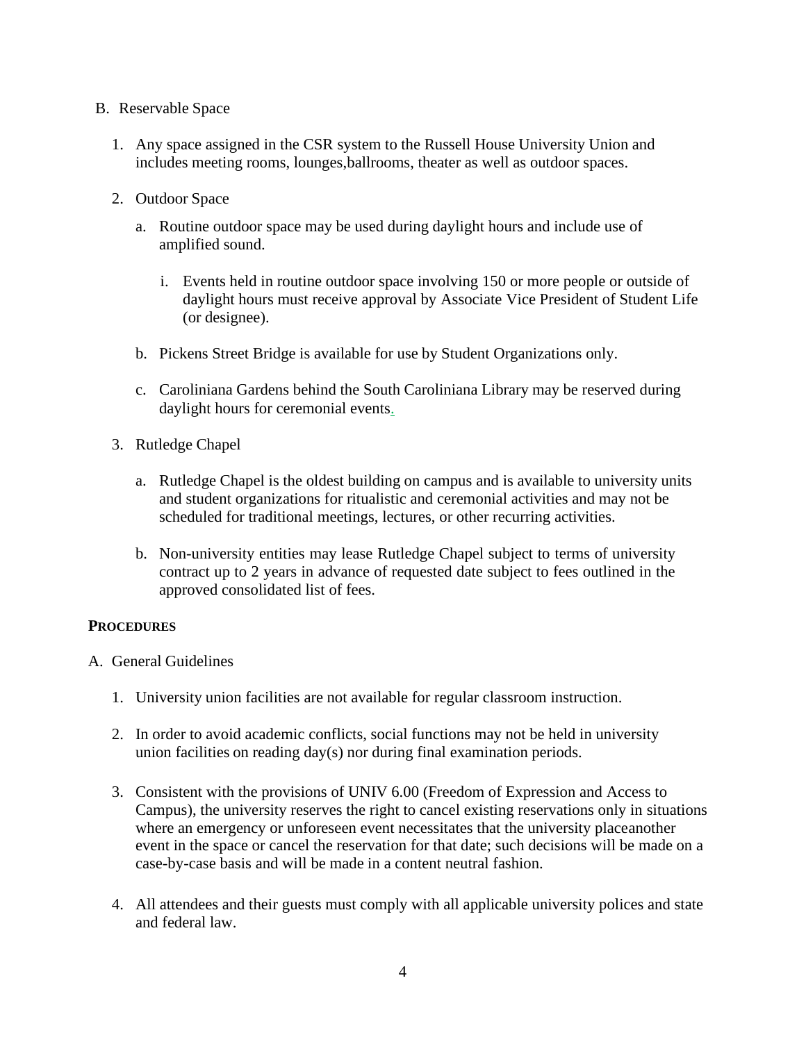B. Reservable Space

1. Any space assigned in the CSR system to the Russell House University Union and includes meeting rooms, lounges,ballrooms, theater as well as outdoor spaces.

2. Outdoor Space

   a. Routine outdoor space may be used during daylight hours and include use of amplified sound.

      i. Events held in routine outdoor space involving 150 or more people or outside of daylight hours must receive approval by Associate Vice President of Student Life (or designee).

   b. Pickens Street Bridge is available for use by Student Organizations only.

   c. Caroliniana Gardens behind the South Caroliniana Library may be reserved during daylight hours for ceremonial events.

3. Rutledge Chapel

   a. Rutledge Chapel is the oldest building on campus and is available to university units and student organizations for ritualistic and ceremonial activities and may not be scheduled for traditional meetings, lectures, or other recurring activities.

   b. Non-university entities may lease Rutledge Chapel subject to terms of university contract up to 2 years in advance of requested date subject to fees outlined in the approved consolidated list of fees.

**PROCEDURES**

A. General Guidelines

1. University union facilities are not available for regular classroom instruction.

2. In order to avoid academic conflicts, social functions may not be held in university union facilities on reading day(s) nor during final examination periods.

3. Consistent with the provisions of UNIV 6.00 (Freedom of Expression and Access to Campus), the university reserves the right to cancel existing reservations only in situations where an emergency or unforeseen event necessitates that the university placeanother event in the space or cancel the reservation for that date; such decisions will be made on a case-by-case basis and will be made in a content neutral fashion.

4. All attendees and their guests must comply with all applicable university polices and state and federal law.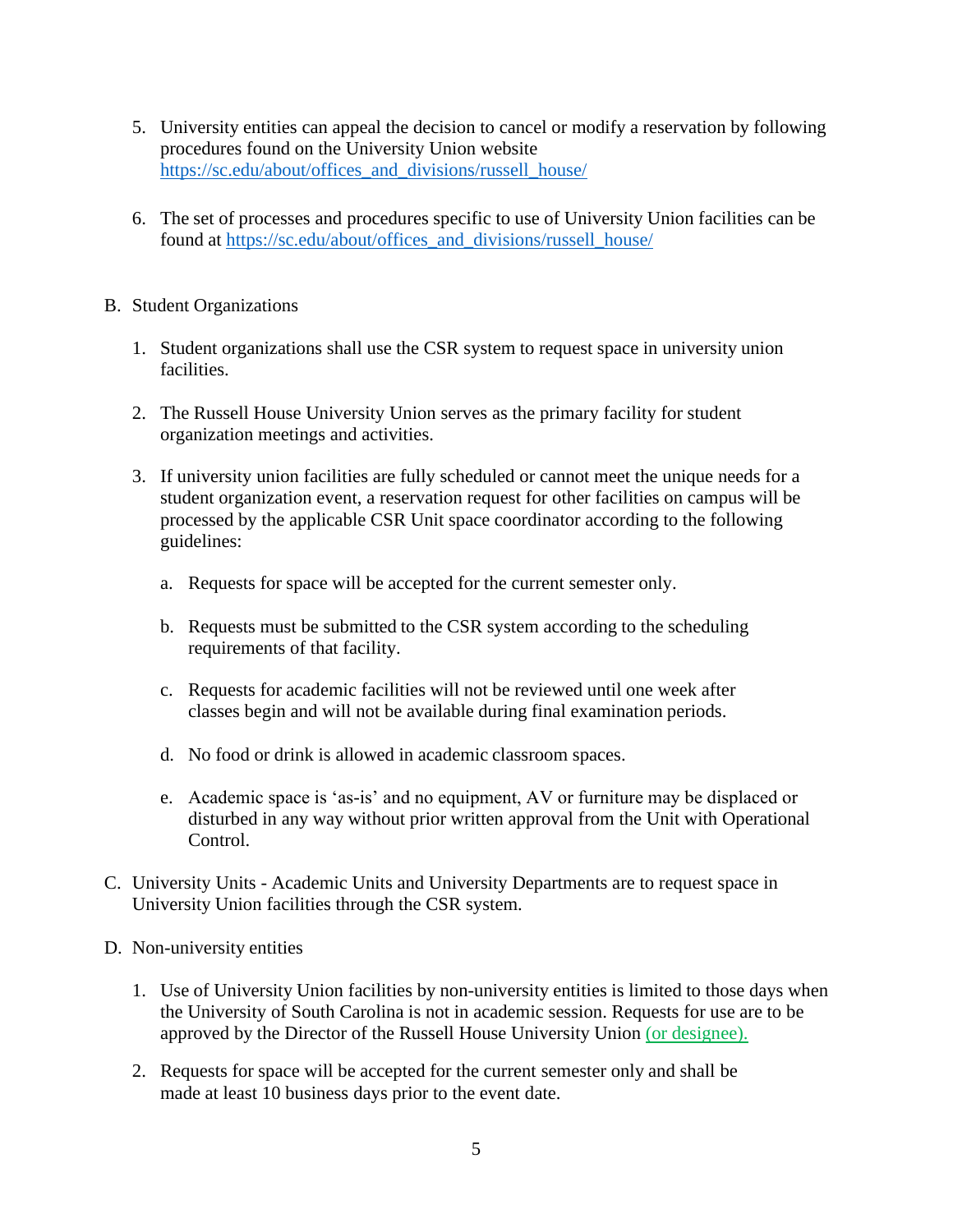5. University entities can appeal the decision to cancel or modify a reservation by following procedures found on the University Union website https://sc.edu/about/offices_and_divisions/russell_house/

6. The set of processes and procedures specific to use of University Union facilities can be found at https://sc.edu/about/offices_and_divisions/russell_house/

B. Student Organizations

   1. Student organizations shall use the CSR system to request space in university union facilities.

   2. The Russell House University Union serves as the primary facility for student organization meetings and activities.

   3. If university union facilities are fully scheduled or cannot meet the unique needs for a student organization event, a reservation request for other facilities on campus will be processed by the applicable CSR Unit space coordinator according to the following guidelines:

      a. Requests for space will be accepted for the current semester only.

      b. Requests must be submitted to the CSR system according to the scheduling requirements of that facility.

      c. Requests for academic facilities will not be reviewed until one week after classes begin and will not be available during final examination periods.

      d. No food or drink is allowed in academic classroom spaces.

      e. Academic space is 'as-is' and no equipment, AV or furniture may be displaced or disturbed in any way without prior written approval from the Unit with Operational Control.

C. University Units - Academic Units and University Departments are to request space in University Union facilities through the CSR system.

D. Non-university entities

   1. Use of University Union facilities by non-university entities is limited to those days when the University of South Carolina is not in academic session. Requests for use are to be approved by the Director of the Russell House University Union (or designee).

   2. Requests for space will be accepted for the current semester only and shall be made at least 10 business days prior to the event date.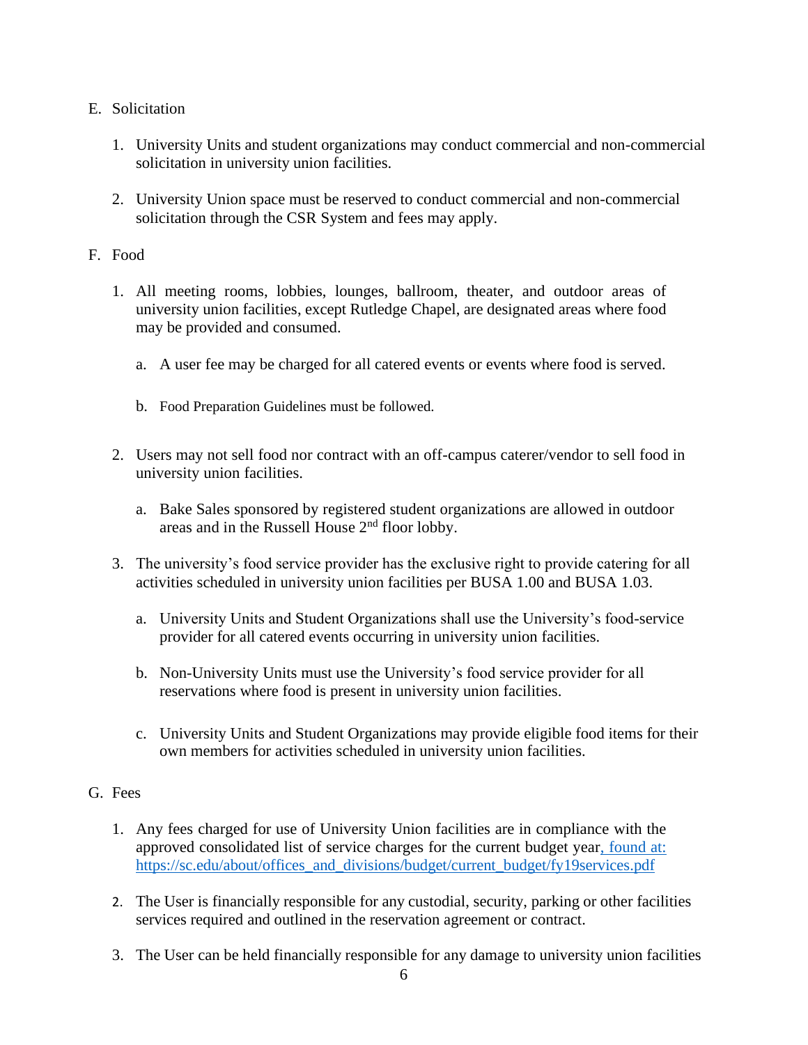E. Solicitation

1. University Units and student organizations may conduct commercial and non-commercial solicitation in university union facilities.

2. University Union space must be reserved to conduct commercial and non-commercial solicitation through the CSR System and fees may apply.

F. Food

1. All meeting rooms, lobbies, lounges, ballroom, theater, and outdoor areas of university union facilities, except Rutledge Chapel, are designated areas where food may be provided and consumed.

   a. A user fee may be charged for all catered events or events where food is served.

   b. Food Preparation Guidelines must be followed.

2. Users may not sell food nor contract with an off-campus caterer/vendor to sell food in university union facilities.

   a. Bake Sales sponsored by registered student organizations are allowed in outdoor areas and in the Russell House 2nd floor lobby.

3. The university's food service provider has the exclusive right to provide catering for all activities scheduled in university union facilities per BUSA 1.00 and BUSA 1.03.

   a. University Units and Student Organizations shall use the University's food-service provider for all catered events occurring in university union facilities.

   b. Non-University Units must use the University's food service provider for all reservations where food is present in university union facilities.

   c. University Units and Student Organizations may provide eligible food items for their own members for activities scheduled in university union facilities.

G. Fees

1. Any fees charged for use of University Union facilities are in compliance with the approved consolidated list of service charges for the current budget year, found at: https://sc.edu/about/offices_and_divisions/budget/current_budget/fy19services.pdf

2. The User is financially responsible for any custodial, security, parking or other facilities services required and outlined in the reservation agreement or contract.

3. The User can be held financially responsible for any damage to university union facilities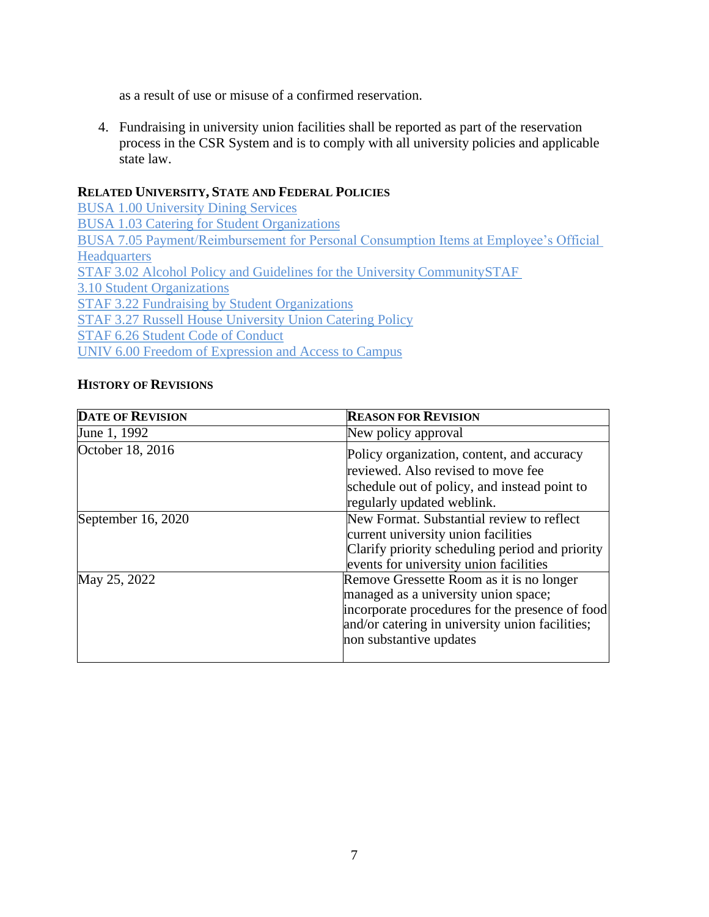as a result of use or misuse of a confirmed reservation.

4. Fundraising in university union facilities shall be reported as part of the reservation process in the CSR System and is to comply with all university policies and applicable state law.

## RELATED UNIVERSITY, STATE AND FEDERAL POLICIES

BUSA 1.00 University Dining Services
BUSA 1.03 Catering for Student Organizations
BUSA 7.05 Payment/Reimbursement for Personal Consumption Items at Employee's Official Headquarters
STAF 3.02 Alcohol Policy and Guidelines for the University CommunitySTAF 3.10 Student Organizations
STAF 3.22 Fundraising by Student Organizations
STAF 3.27 Russell House University Union Catering Policy
STAF 6.26 Student Code of Conduct
UNIV 6.00 Freedom of Expression and Access to Campus

## HISTORY OF REVISIONS

| DATE OF REVISION | REASON FOR REVISION |
|---|---|
| June 1, 1992 | New policy approval |
| October 18, 2016 | Policy organization, content, and accuracy reviewed. Also revised to move fee schedule out of policy, and instead point to regularly updated weblink. |
| September 16, 2020 | New Format. Substantial review to reflect current university union facilities<br>Clarify priority scheduling period and priority events for university union facilities |
| May 25, 2022 | Remove Gressette Room as it is no longer managed as a university union space; incorporate procedures for the presence of food and/or catering in university union facilities; non substantive updates |